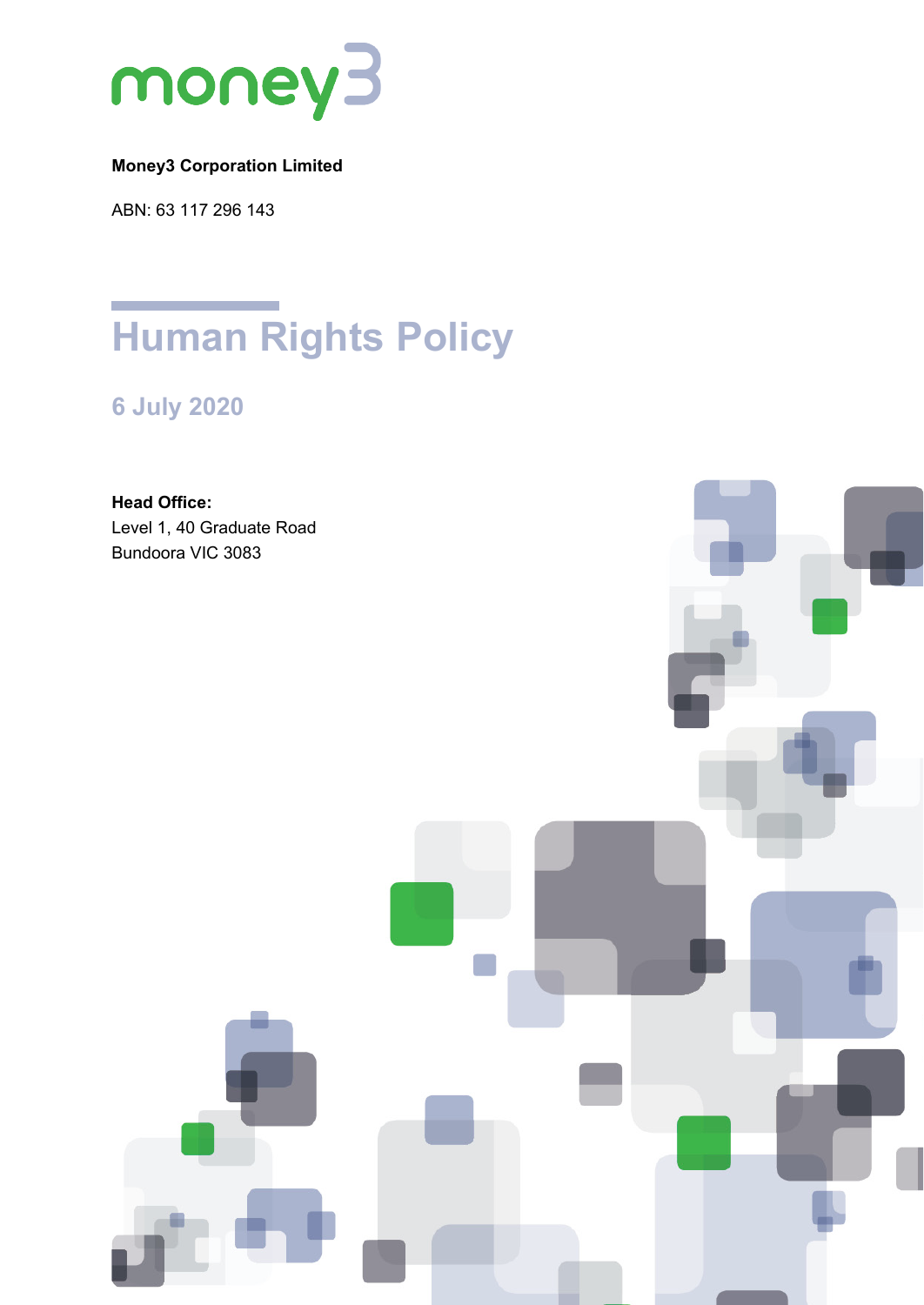**Money3 Corporation Limited**

ABN: 63 117 296 143

# Human Rights Policy

## 6 July 2020

**Head Office:**
Level 1, 40 Graduate Road
Bundoora VIC 3083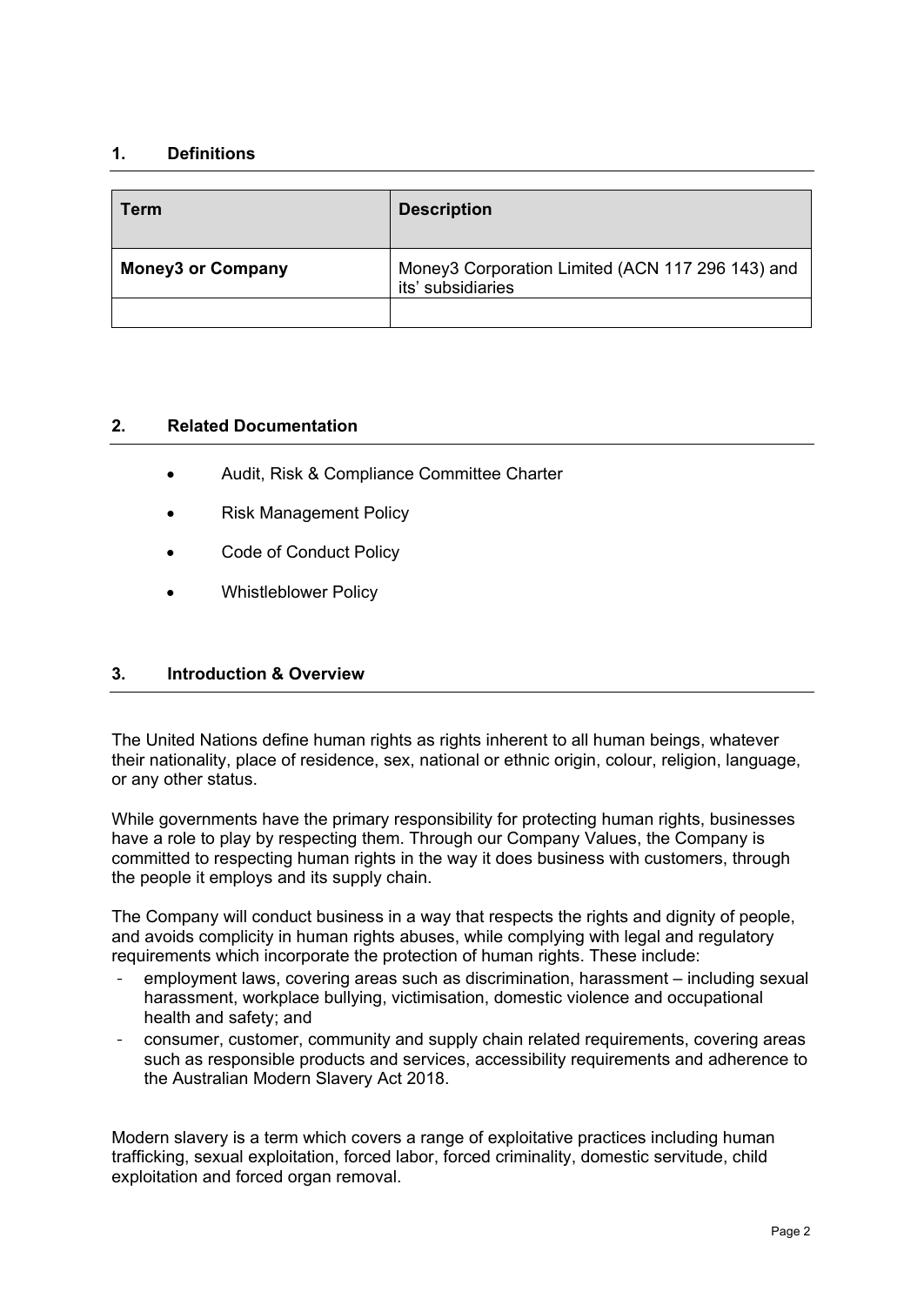## 1. Definitions

| Term | Description |
| --- | --- |
| **Money3 or Company** | Money3 Corporation Limited (ACN 117 296 143) and its' subsidiaries |
| | |

## 2. Related Documentation

- Audit, Risk & Compliance Committee Charter
- Risk Management Policy
- Code of Conduct Policy
- Whistleblower Policy

## 3. Introduction & Overview

The United Nations define human rights as rights inherent to all human beings, whatever their nationality, place of residence, sex, national or ethnic origin, colour, religion, language, or any other status.

While governments have the primary responsibility for protecting human rights, businesses have a role to play by respecting them. Through our Company Values, the Company is committed to respecting human rights in the way it does business with customers, through the people it employs and its supply chain.

The Company will conduct business in a way that respects the rights and dignity of people, and avoids complicity in human rights abuses, while complying with legal and regulatory requirements which incorporate the protection of human rights. These include:

- employment laws, covering areas such as discrimination, harassment – including sexual harassment, workplace bullying, victimisation, domestic violence and occupational health and safety; and
- consumer, customer, community and supply chain related requirements, covering areas such as responsible products and services, accessibility requirements and adherence to the Australian Modern Slavery Act 2018.

Modern slavery is a term which covers a range of exploitative practices including human trafficking, sexual exploitation, forced labor, forced criminality, domestic servitude, child exploitation and forced organ removal.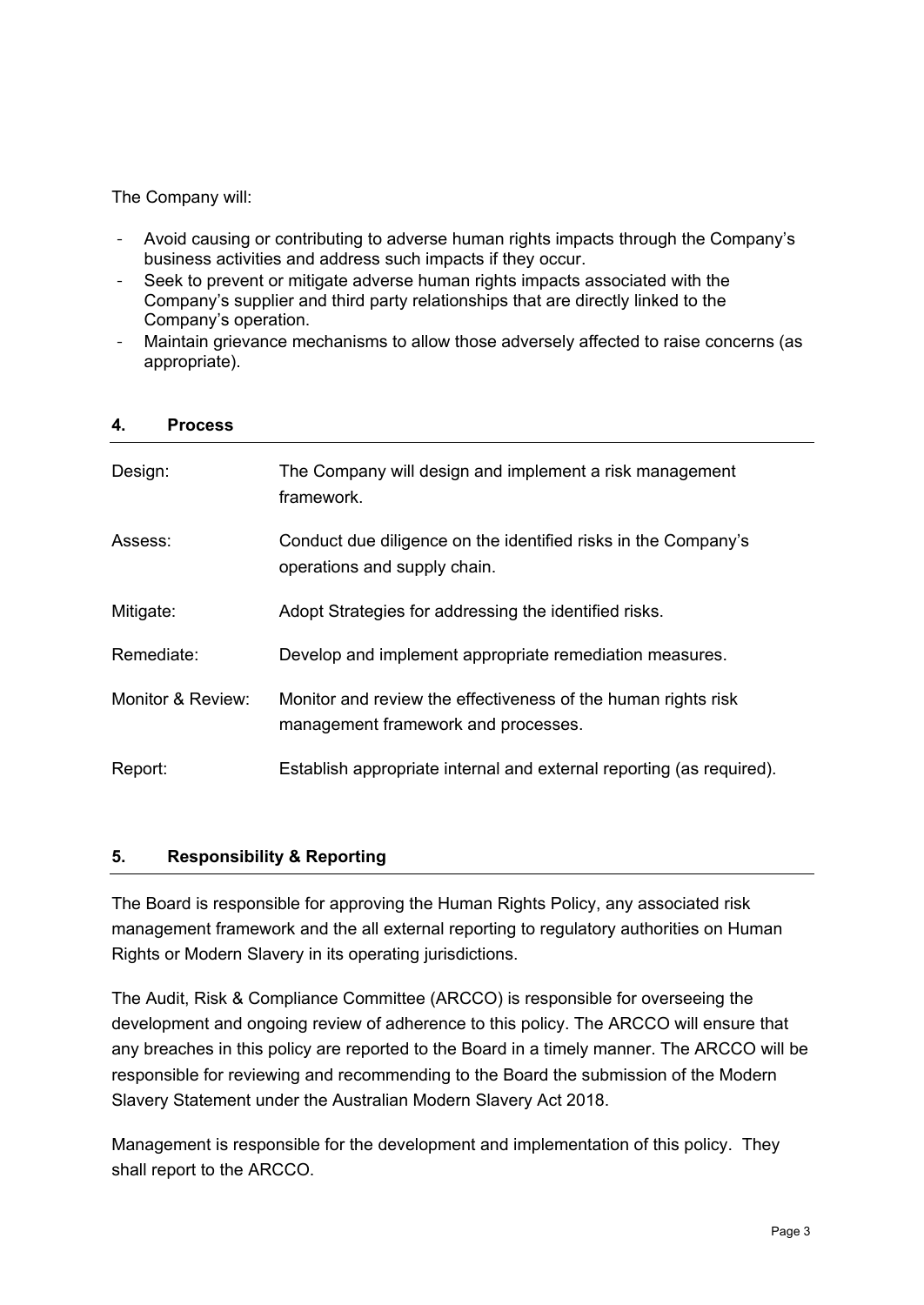The Company will:

- Avoid causing or contributing to adverse human rights impacts through the Company's business activities and address such impacts if they occur.
- Seek to prevent or mitigate adverse human rights impacts associated with the Company's supplier and third party relationships that are directly linked to the Company's operation.
- Maintain grievance mechanisms to allow those adversely affected to raise concerns (as appropriate).

## 4. Process

| | |
|---|---|
| Design: | The Company will design and implement a risk management framework. |
| Assess: | Conduct due diligence on the identified risks in the Company's operations and supply chain. |
| Mitigate: | Adopt Strategies for addressing the identified risks. |
| Remediate: | Develop and implement appropriate remediation measures. |
| Monitor & Review: | Monitor and review the effectiveness of the human rights risk management framework and processes. |
| Report: | Establish appropriate internal and external reporting (as required). |

## 5. Responsibility & Reporting

The Board is responsible for approving the Human Rights Policy, any associated risk management framework and the all external reporting to regulatory authorities on Human Rights or Modern Slavery in its operating jurisdictions.

The Audit, Risk & Compliance Committee (ARCCO) is responsible for overseeing the development and ongoing review of adherence to this policy. The ARCCO will ensure that any breaches in this policy are reported to the Board in a timely manner. The ARCCO will be responsible for reviewing and recommending to the Board the submission of the Modern Slavery Statement under the Australian Modern Slavery Act 2018.

Management is responsible for the development and implementation of this policy. They shall report to the ARCCO.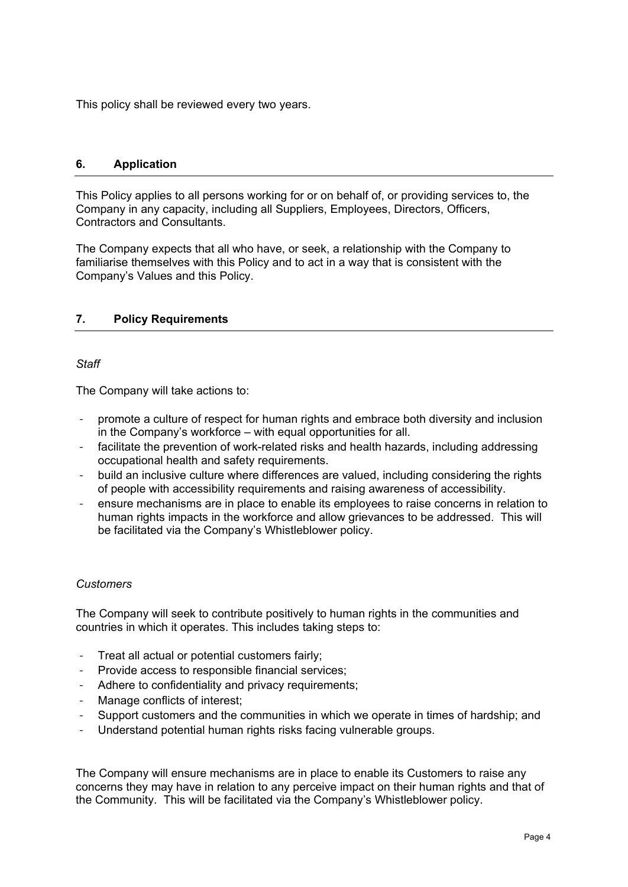This policy shall be reviewed every two years.

## 6. Application

This Policy applies to all persons working for or on behalf of, or providing services to, the Company in any capacity, including all Suppliers, Employees, Directors, Officers, Contractors and Consultants.

The Company expects that all who have, or seek, a relationship with the Company to familiarise themselves with this Policy and to act in a way that is consistent with the Company's Values and this Policy.

## 7. Policy Requirements

*Staff*

The Company will take actions to:

- promote a culture of respect for human rights and embrace both diversity and inclusion in the Company's workforce – with equal opportunities for all.
- facilitate the prevention of work-related risks and health hazards, including addressing occupational health and safety requirements.
- build an inclusive culture where differences are valued, including considering the rights of people with accessibility requirements and raising awareness of accessibility.
- ensure mechanisms are in place to enable its employees to raise concerns in relation to human rights impacts in the workforce and allow grievances to be addressed. This will be facilitated via the Company's Whistleblower policy.

*Customers*

The Company will seek to contribute positively to human rights in the communities and countries in which it operates. This includes taking steps to:

- Treat all actual or potential customers fairly;
- Provide access to responsible financial services;
- Adhere to confidentiality and privacy requirements;
- Manage conflicts of interest;
- Support customers and the communities in which we operate in times of hardship; and
- Understand potential human rights risks facing vulnerable groups.

The Company will ensure mechanisms are in place to enable its Customers to raise any concerns they may have in relation to any perceive impact on their human rights and that of the Community. This will be facilitated via the Company's Whistleblower policy.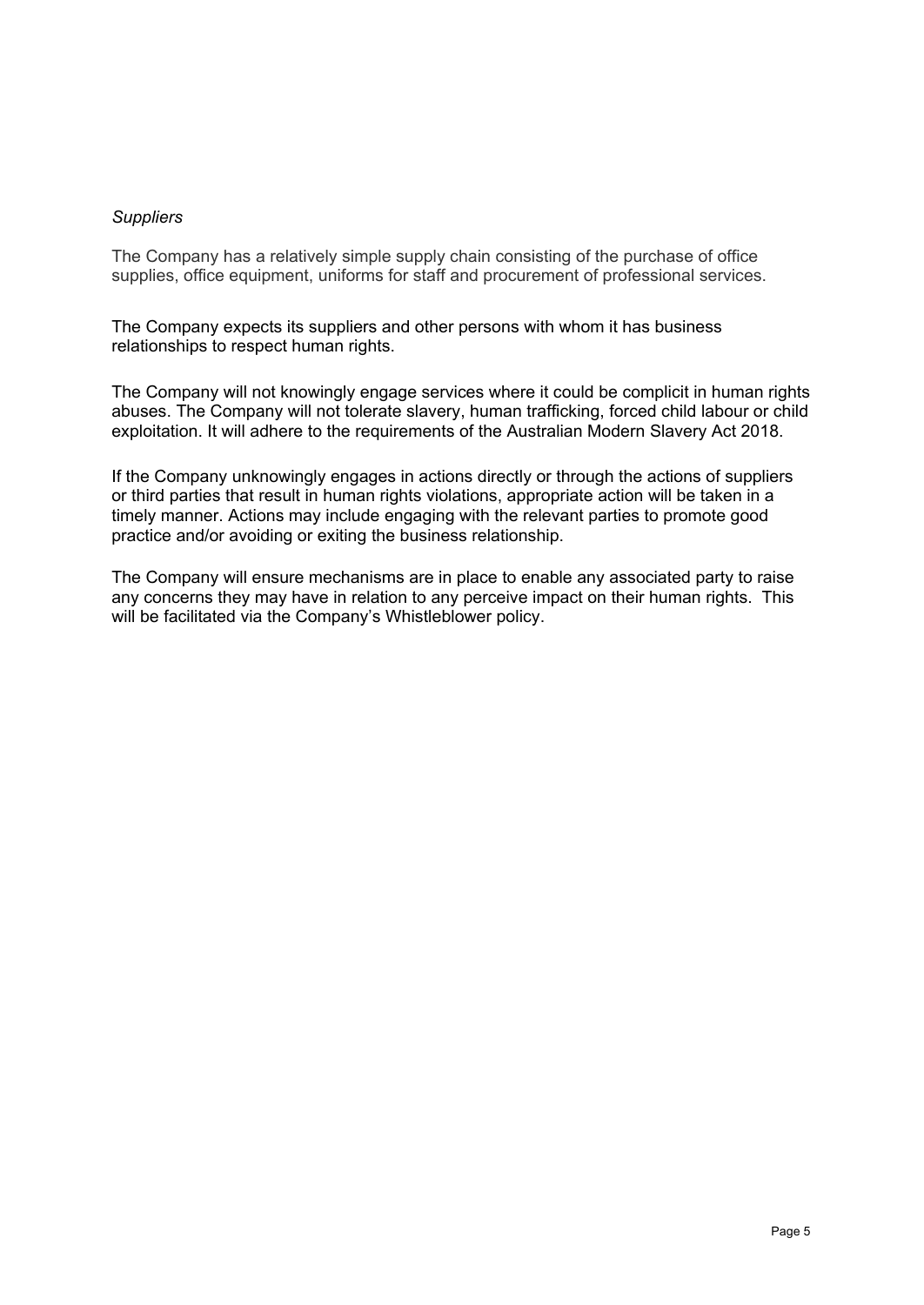*Suppliers*

The Company has a relatively simple supply chain consisting of the purchase of office supplies, office equipment, uniforms for staff and procurement of professional services.

The Company expects its suppliers and other persons with whom it has business relationships to respect human rights.

The Company will not knowingly engage services where it could be complicit in human rights abuses. The Company will not tolerate slavery, human trafficking, forced child labour or child exploitation. It will adhere to the requirements of the Australian Modern Slavery Act 2018.

If the Company unknowingly engages in actions directly or through the actions of suppliers or third parties that result in human rights violations, appropriate action will be taken in a timely manner. Actions may include engaging with the relevant parties to promote good practice and/or avoiding or exiting the business relationship.

The Company will ensure mechanisms are in place to enable any associated party to raise any concerns they may have in relation to any perceive impact on their human rights. This will be facilitated via the Company's Whistleblower policy.